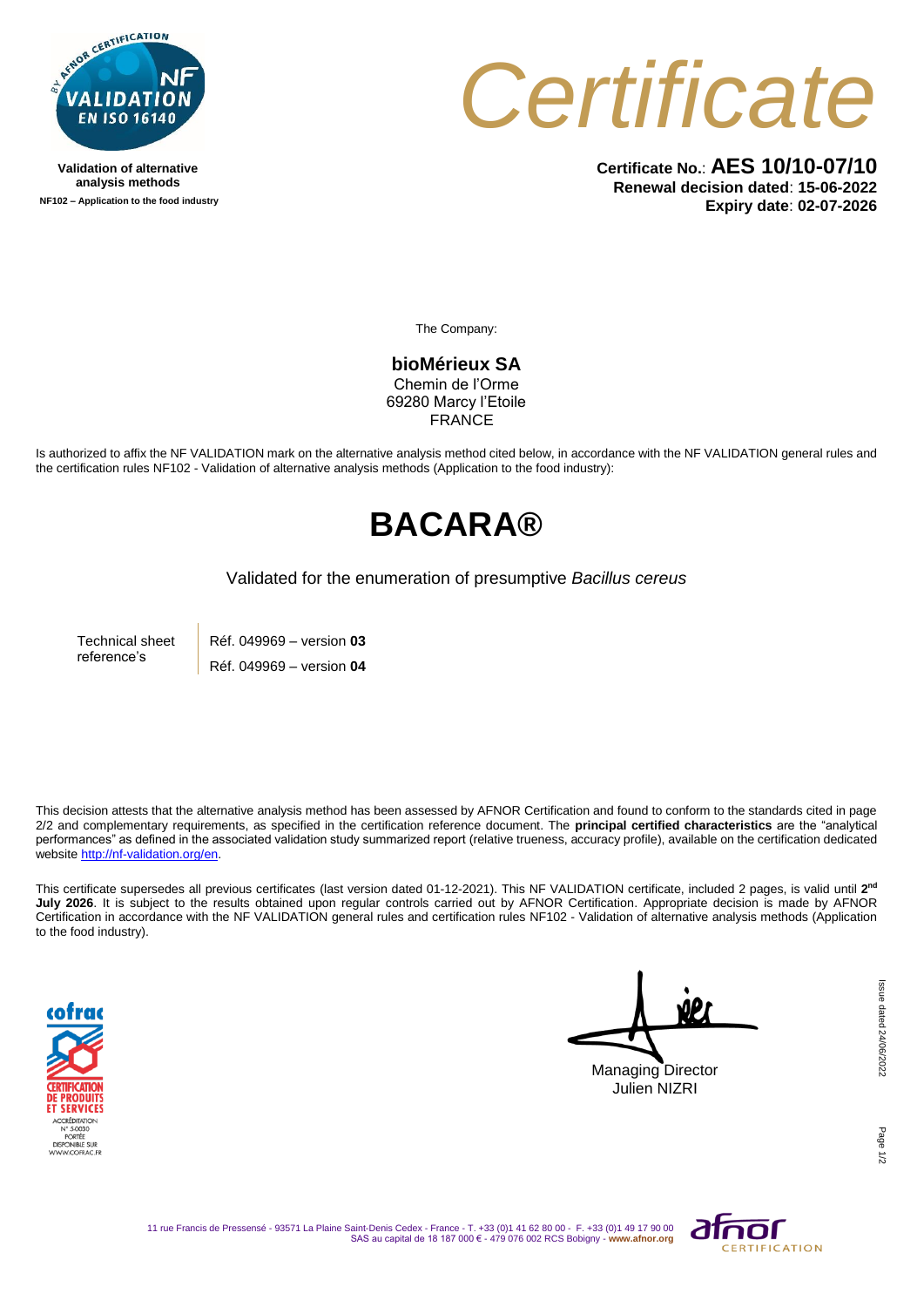Validation of alternative analysis methods

NF102 – Application to the food industry

# Certificate

**Certificate No.**: **AES 10/10-07/10**
**Renewal decision dated**: **15-06-2022**
**Expiry date**: **02-07-2026**

The Company:

**bioMérieux SA**
Chemin de l'Orme
69280 Marcy l'Etoile
FRANCE

Is authorized to affix the NF VALIDATION mark on the alternative analysis method cited below, in accordance with the NF VALIDATION general rules and the certification rules NF102 - Validation of alternative analysis methods (Application to the food industry):

# BACARA®

Validated for the enumeration of presumptive *Bacillus cereus*

| Technical sheet reference's | Réf. 049969 – version **03** |
| --- | --- |
| | Réf. 049969 – version **04** |

This decision attests that the alternative analysis method has been assessed by AFNOR Certification and found to conform to the standards cited in page 2/2 and complementary requirements, as specified in the certification reference document. The **principal certified characteristics** are the "analytical performances" as defined in the associated validation study summarized report (relative trueness, accuracy profile), available on the certification dedicated website http://nf-validation.org/en.

This certificate supersedes all previous certificates (last version dated 01-12-2021). This NF VALIDATION certificate, included 2 pages, is valid until **2nd July 2026**. It is subject to the results obtained upon regular controls carried out by AFNOR Certification. Appropriate decision is made by AFNOR Certification in accordance with the NF VALIDATION general rules and certification rules NF102 - Validation of alternative analysis methods (Application to the food industry).

Managing Director
Julien NIZRI

Issue dated 24/06/2022

11 rue Francis de Pressensé - 93571 La Plaine Saint-Denis Cedex - France - T. +33 (0)1 41 62 80 00 - F. +33 (0)1 49 17 90 00
SAS au capital de 18 187 000 € - 479 076 002 RCS Bobigny - **www.afnor.org**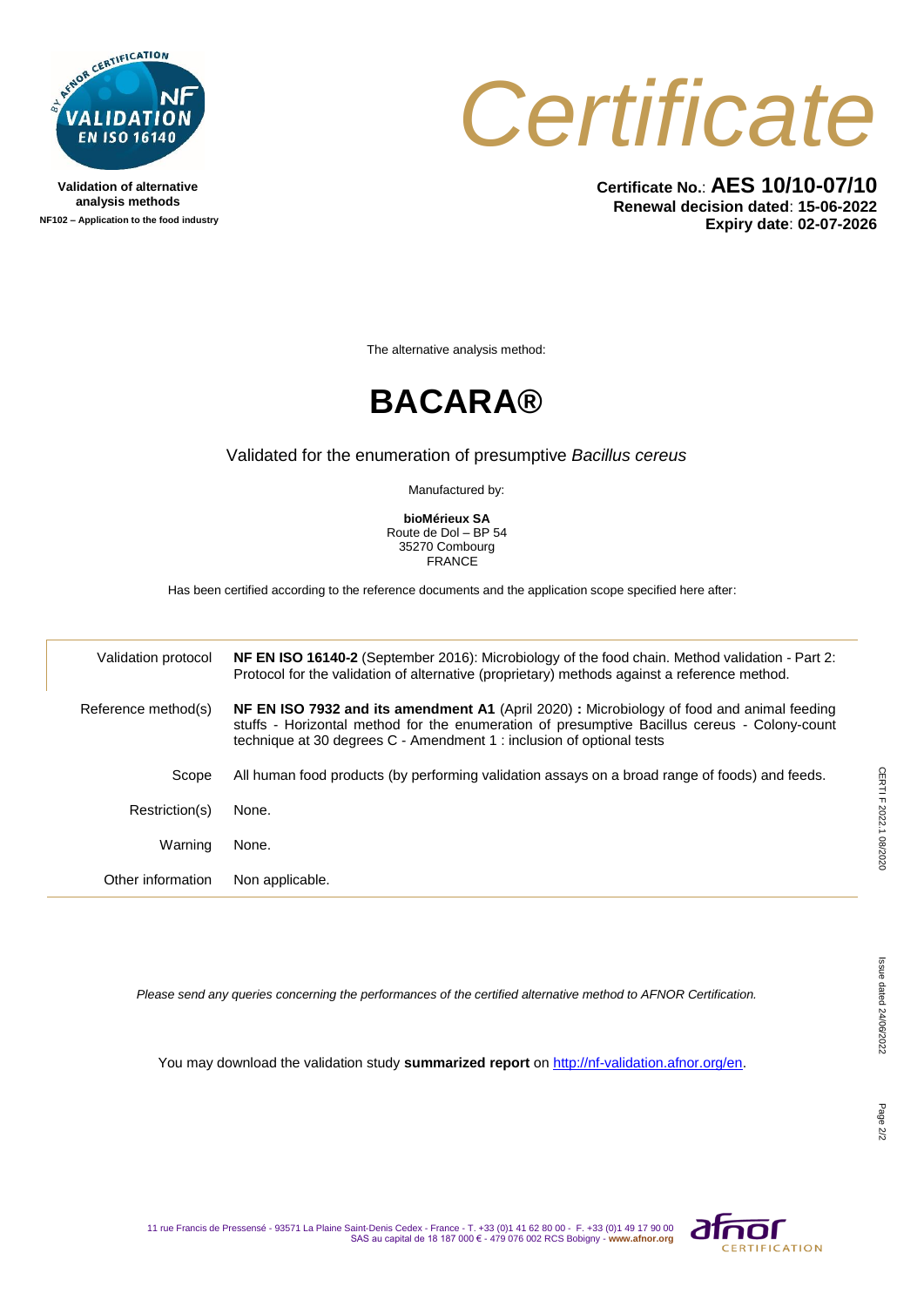Validation of alternative analysis methods

NF102 – Application to the food industry

# Certificate

**Certificate No.**: **AES 10/10-07/10**
**Renewal decision dated**: **15-06-2022**
**Expiry date**: **02-07-2026**

The alternative analysis method:

# BACARA®

Validated for the enumeration of presumptive *Bacillus cereus*

Manufactured by:

**bioMérieux SA**
Route de Dol – BP 54
35270 Combourg
FRANCE

Has been certified according to the reference documents and the application scope specified here after:

| | |
|---|---|
| Validation protocol | **NF EN ISO 16140-2** (September 2016): Microbiology of the food chain. Method validation - Part 2: Protocol for the validation of alternative (proprietary) methods against a reference method. |
| Reference method(s) | **NF EN ISO 7932 and its amendment A1** (April 2020) **:** Microbiology of food and animal feeding stuffs - Horizontal method for the enumeration of presumptive Bacillus cereus - Colony-count technique at 30 degrees C - Amendment 1 : inclusion of optional tests |
| Scope | All human food products (by performing validation assays on a broad range of foods) and feeds. |
| Restriction(s) | None. |
| Warning | None. |
| Other information | Non applicable. |

*Please send any queries concerning the performances of the certified alternative method to AFNOR Certification.*

You may download the validation study **summarized report** on http://nf-validation.afnor.org/en.

CERTI F 2022.1 08/2020

Issue dated 24/06/2022

11 rue Francis de Pressensé - 93571 La Plaine Saint-Denis Cedex - France - T. +33 (0)1 41 62 80 00 - F. +33 (0)1 49 17 90 00
SAS au capital de 18 187 000 € - 479 076 002 RCS Bobigny - **www.afnor.org**